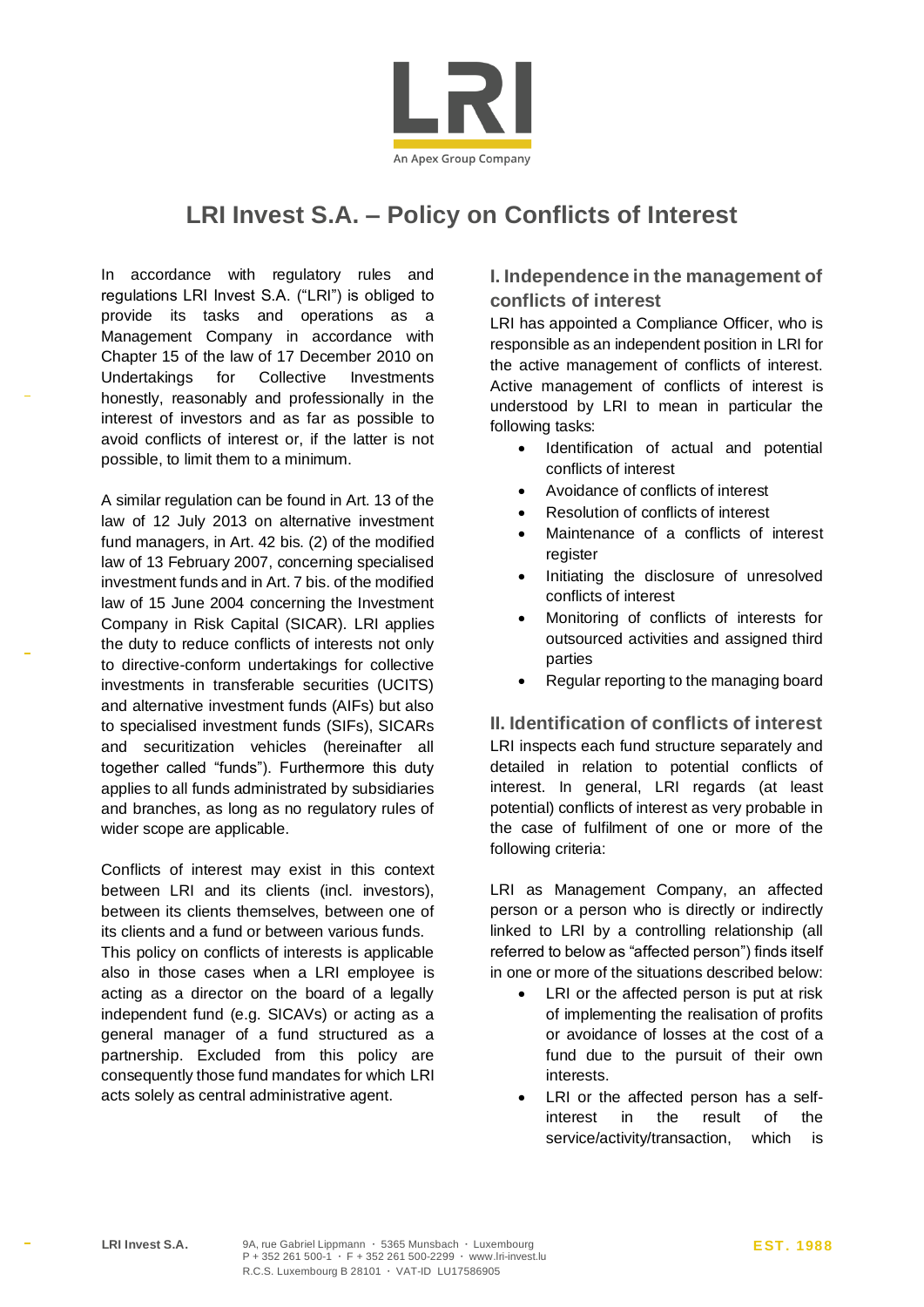# LRI Invest S.A. – Policy on Conflicts of Interest

In accordance with regulatory rules and regulations LRI Invest S.A. ("LRI") is obliged to provide its tasks and operations as a Management Company in accordance with Chapter 15 of the law of 17 December 2010 on Undertakings for Collective Investments honestly, reasonably and professionally in the interest of investors and as far as possible to avoid conflicts of interest or, if the latter is not possible, to limit them to a minimum.

A similar regulation can be found in Art. 13 of the law of 12 July 2013 on alternative investment fund managers, in Art. 42 bis. (2) of the modified law of 13 February 2007, concerning specialised investment funds and in Art. 7 bis. of the modified law of 15 June 2004 concerning the Investment Company in Risk Capital (SICAR). LRI applies the duty to reduce conflicts of interests not only to directive-conform undertakings for collective investments in transferable securities (UCITS) and alternative investment funds (AIFs) but also to specialised investment funds (SIFs), SICARs and securitization vehicles (hereinafter all together called "funds"). Furthermore this duty applies to all funds administrated by subsidiaries and branches, as long as no regulatory rules of wider scope are applicable.

Conflicts of interest may exist in this context between LRI and its clients (incl. investors), between its clients themselves, between one of its clients and a fund or between various funds. This policy on conflicts of interests is applicable also in those cases when a LRI employee is acting as a director on the board of a legally independent fund (e.g. SICAVs) or acting as a general manager of a fund structured as a partnership. Excluded from this policy are consequently those fund mandates for which LRI acts solely as central administrative agent.

## I. Independence in the management of conflicts of interest

LRI has appointed a Compliance Officer, who is responsible as an independent position in LRI for the active management of conflicts of interest. Active management of conflicts of interest is understood by LRI to mean in particular the following tasks:

- Identification of actual and potential conflicts of interest
- Avoidance of conflicts of interest
- Resolution of conflicts of interest
- Maintenance of a conflicts of interest register
- Initiating the disclosure of unresolved conflicts of interest
- Monitoring of conflicts of interests for outsourced activities and assigned third parties
- Regular reporting to the managing board

## II. Identification of conflicts of interest

LRI inspects each fund structure separately and detailed in relation to potential conflicts of interest. In general, LRI regards (at least potential) conflicts of interest as very probable in the case of fulfilment of one or more of the following criteria:

LRI as Management Company, an affected person or a person who is directly or indirectly linked to LRI by a controlling relationship (all referred to below as "affected person") finds itself in one or more of the situations described below:

- LRI or the affected person is put at risk of implementing the realisation of profits or avoidance of losses at the cost of a fund due to the pursuit of their own interests.
- LRI or the affected person has a self-interest in the result of the service/activity/transaction, which is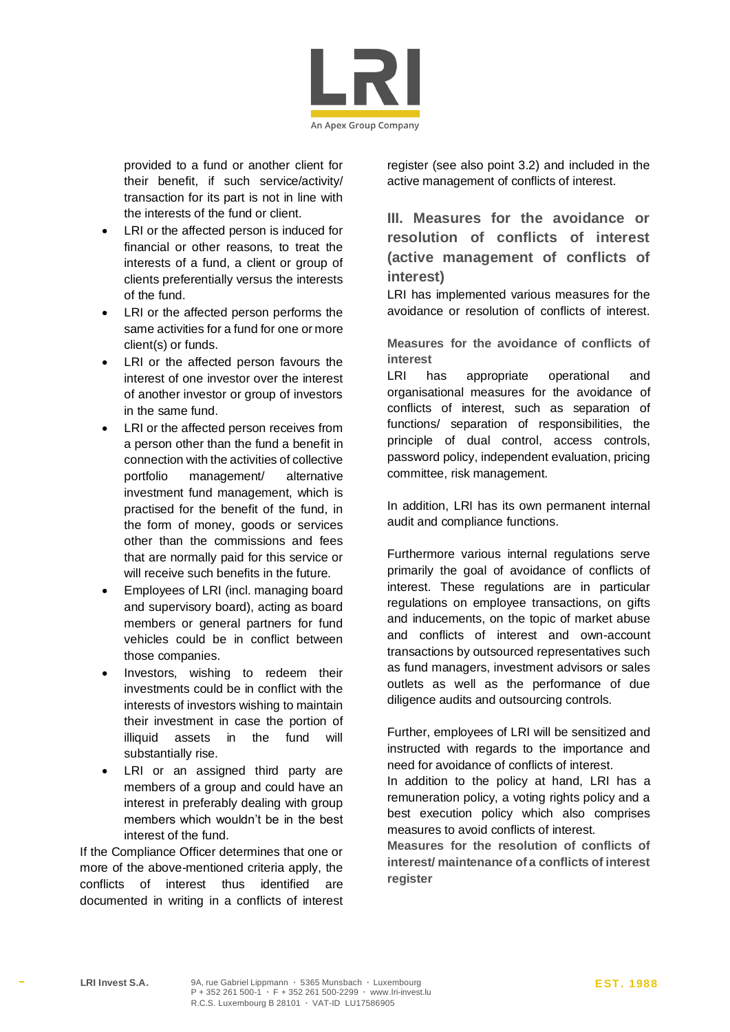provided to a fund or another client for their benefit, if such service/activity/ transaction for its part is not in line with the interests of the fund or client.

- LRI or the affected person is induced for financial or other reasons, to treat the interests of a fund, a client or group of clients preferentially versus the interests of the fund.
- LRI or the affected person performs the same activities for a fund for one or more client(s) or funds.
- LRI or the affected person favours the interest of one investor over the interest of another investor or group of investors in the same fund.
- LRI or the affected person receives from a person other than the fund a benefit in connection with the activities of collective portfolio management/ alternative investment fund management, which is practised for the benefit of the fund, in the form of money, goods or services other than the commissions and fees that are normally paid for this service or will receive such benefits in the future.
- Employees of LRI (incl. managing board and supervisory board), acting as board members or general partners for fund vehicles could be in conflict between those companies.
- Investors, wishing to redeem their investments could be in conflict with the interests of investors wishing to maintain their investment in case the portion of illiquid assets in the fund will substantially rise.
- LRI or an assigned third party are members of a group and could have an interest in preferably dealing with group members which wouldn't be in the best interest of the fund.

If the Compliance Officer determines that one or more of the above-mentioned criteria apply, the conflicts of interest thus identified are documented in writing in a conflicts of interest register (see also point 3.2) and included in the active management of conflicts of interest.

## III. Measures for the avoidance or resolution of conflicts of interest (active management of conflicts of interest)

LRI has implemented various measures for the avoidance or resolution of conflicts of interest.

### Measures for the avoidance of conflicts of interest

LRI has appropriate operational and organisational measures for the avoidance of conflicts of interest, such as separation of functions/ separation of responsibilities, the principle of dual control, access controls, password policy, independent evaluation, pricing committee, risk management.

In addition, LRI has its own permanent internal audit and compliance functions.

Furthermore various internal regulations serve primarily the goal of avoidance of conflicts of interest. These regulations are in particular regulations on employee transactions, on gifts and inducements, on the topic of market abuse and conflicts of interest and own-account transactions by outsourced representatives such as fund managers, investment advisors or sales outlets as well as the performance of due diligence audits and outsourcing controls.

Further, employees of LRI will be sensitized and instructed with regards to the importance and need for avoidance of conflicts of interest.

In addition to the policy at hand, LRI has a remuneration policy, a voting rights policy and a best execution policy which also comprises measures to avoid conflicts of interest.

### Measures for the resolution of conflicts of interest/ maintenance of a conflicts of interest register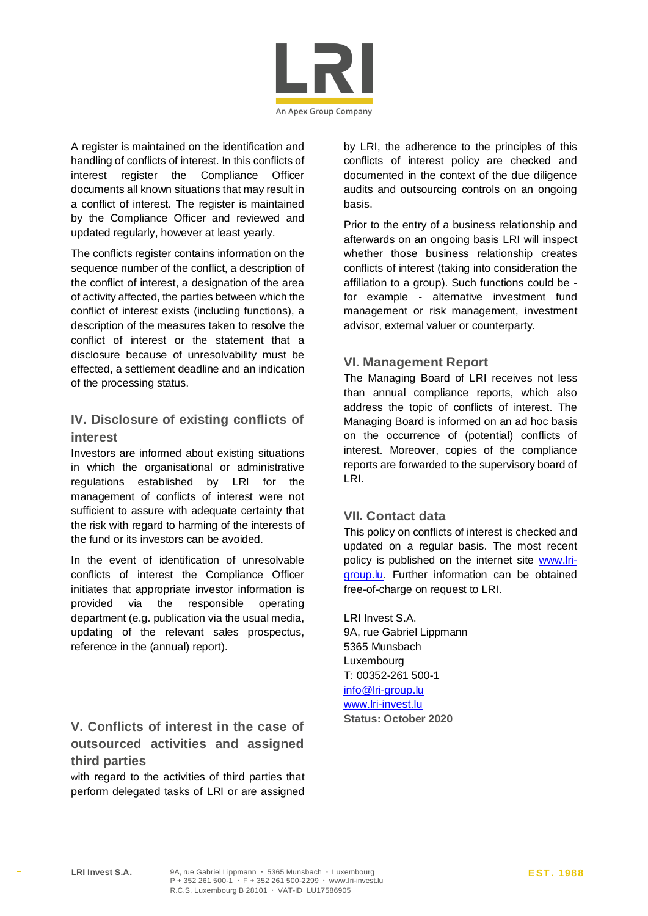A register is maintained on the identification and handling of conflicts of interest. In this conflicts of interest register the Compliance Officer documents all known situations that may result in a conflict of interest. The register is maintained by the Compliance Officer and reviewed and updated regularly, however at least yearly.

The conflicts register contains information on the sequence number of the conflict, a description of the conflict of interest, a designation of the area of activity affected, the parties between which the conflict of interest exists (including functions), a description of the measures taken to resolve the conflict of interest or the statement that a disclosure because of unresolvability must be effected, a settlement deadline and an indication of the processing status.

## IV. Disclosure of existing conflicts of interest

Investors are informed about existing situations in which the organisational or administrative regulations established by LRI for the management of conflicts of interest were not sufficient to assure with adequate certainty that the risk with regard to harming of the interests of the fund or its investors can be avoided.

In the event of identification of unresolvable conflicts of interest the Compliance Officer initiates that appropriate investor information is provided via the responsible operating department (e.g. publication via the usual media, updating of the relevant sales prospectus, reference in the (annual) report).

## V. Conflicts of interest in the case of outsourced activities and assigned third parties

with regard to the activities of third parties that perform delegated tasks of LRI or are assigned by LRI, the adherence to the principles of this conflicts of interest policy are checked and documented in the context of the due diligence audits and outsourcing controls on an ongoing basis.

Prior to the entry of a business relationship and afterwards on an ongoing basis LRI will inspect whether those business relationship creates conflicts of interest (taking into consideration the affiliation to a group). Such functions could be - for example - alternative investment fund management or risk management, investment advisor, external valuer or counterparty.

## VI. Management Report

The Managing Board of LRI receives not less than annual compliance reports, which also address the topic of conflicts of interest. The Managing Board is informed on an ad hoc basis on the occurrence of (potential) conflicts of interest. Moreover, copies of the compliance reports are forwarded to the supervisory board of LRI.

## VII. Contact data

This policy on conflicts of interest is checked and updated on a regular basis. The most recent policy is published on the internet site [www.lri-group.lu](http://www.lri-group.lu). Further information can be obtained free-of-charge on request to LRI.

LRI Invest S.A.
9A, rue Gabriel Lippmann
5365 Munsbach
Luxembourg
T: 00352-261 500-1
[info@lri-group.lu](mailto:info@lri-group.lu)
[www.lri-invest.lu](http://www.lri-invest.lu)

**Status: October 2020**